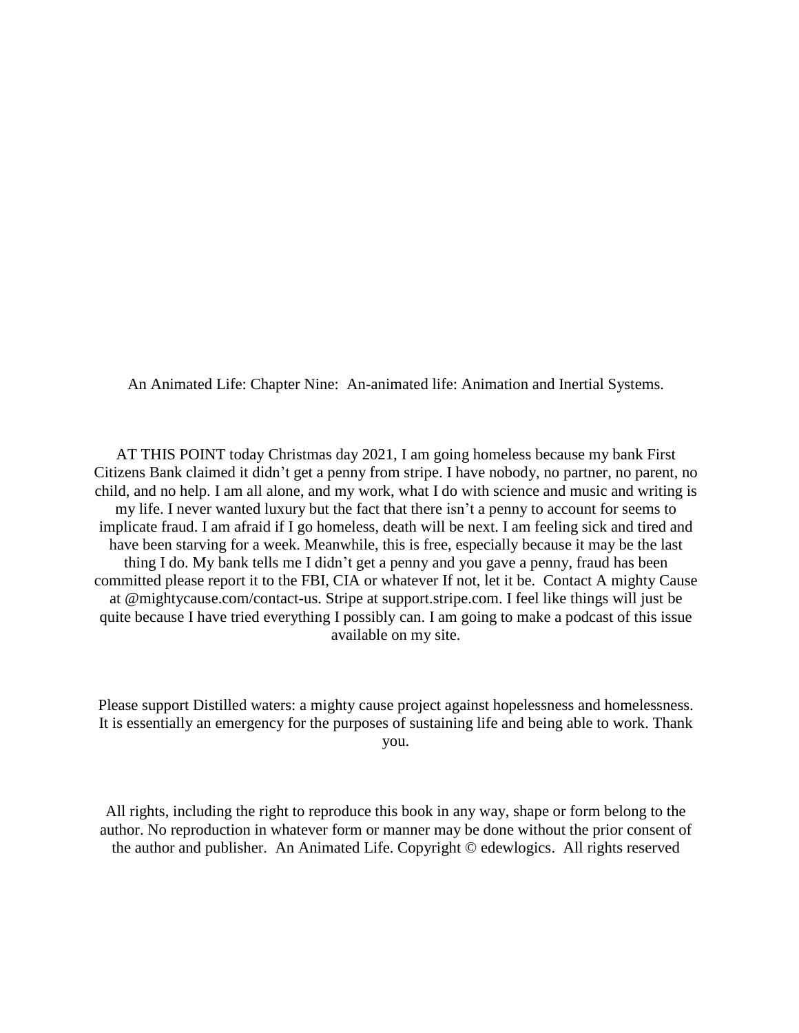An Animated Life: Chapter Nine: An-animated life: Animation and Inertial Systems.

AT THIS POINT today Christmas day 2021, I am going homeless because my bank First Citizens Bank claimed it didn't get a penny from stripe. I have nobody, no partner, no parent, no child, and no help. I am all alone, and my work, what I do with science and music and writing is my life. I never wanted luxury but the fact that there isn't a penny to account for seems to implicate fraud. I am afraid if I go homeless, death will be next. I am feeling sick and tired and have been starving for a week. Meanwhile, this is free, especially because it may be the last thing I do. My bank tells me I didn't get a penny and you gave a penny, fraud has been committed please report it to the FBI, CIA or whatever If not, let it be. Contact A mighty Cause at @mightycause.com/contact-us. Stripe at support.stripe.com. I feel like things will just be quite because I have tried everything I possibly can. I am going to make a podcast of this issue available on my site.

Please support Distilled waters: a mighty cause project against hopelessness and homelessness. It is essentially an emergency for the purposes of sustaining life and being able to work. Thank you.

All rights, including the right to reproduce this book in any way, shape or form belong to the author. No reproduction in whatever form or manner may be done without the prior consent of the author and publisher. An Animated Life. Copyright © edewlogics. All rights reserved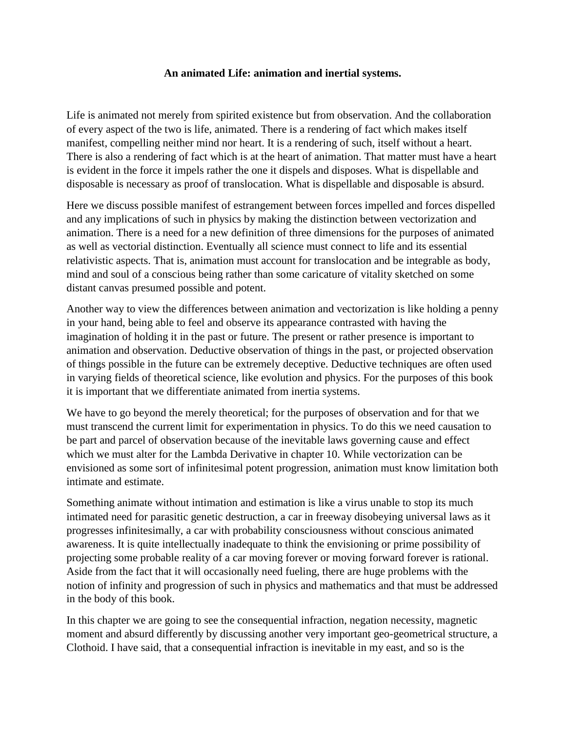**An animated Life: animation and inertial systems.**

Life is animated not merely from spirited existence but from observation. And the collaboration of every aspect of the two is life, animated. There is a rendering of fact which makes itself manifest, compelling neither mind nor heart. It is a rendering of such, itself without a heart. There is also a rendering of fact which is at the heart of animation. That matter must have a heart is evident in the force it impels rather the one it dispels and disposes. What is dispellable and disposable is necessary as proof of translocation. What is dispellable and disposable is absurd.

Here we discuss possible manifest of estrangement between forces impelled and forces dispelled and any implications of such in physics by making the distinction between vectorization and animation. There is a need for a new definition of three dimensions for the purposes of animated as well as vectorial distinction. Eventually all science must connect to life and its essential relativistic aspects. That is, animation must account for translocation and be integrable as body, mind and soul of a conscious being rather than some caricature of vitality sketched on some distant canvas presumed possible and potent.

Another way to view the differences between animation and vectorization is like holding a penny in your hand, being able to feel and observe its appearance contrasted with having the imagination of holding it in the past or future. The present or rather presence is important to animation and observation. Deductive observation of things in the past, or projected observation of things possible in the future can be extremely deceptive. Deductive techniques are often used in varying fields of theoretical science, like evolution and physics. For the purposes of this book it is important that we differentiate animated from inertia systems.

We have to go beyond the merely theoretical; for the purposes of observation and for that we must transcend the current limit for experimentation in physics. To do this we need causation to be part and parcel of observation because of the inevitable laws governing cause and effect which we must alter for the Lambda Derivative in chapter 10. While vectorization can be envisioned as some sort of infinitesimal potent progression, animation must know limitation both intimate and estimate.

Something animate without intimation and estimation is like a virus unable to stop its much intimated need for parasitic genetic destruction, a car in freeway disobeying universal laws as it progresses infinitesimally, a car with probability consciousness without conscious animated awareness. It is quite intellectually inadequate to think the envisioning or prime possibility of projecting some probable reality of a car moving forever or moving forward forever is rational. Aside from the fact that it will occasionally need fueling, there are huge problems with the notion of infinity and progression of such in physics and mathematics and that must be addressed in the body of this book.

In this chapter we are going to see the consequential infraction, negation necessity, magnetic moment and absurd differently by discussing another very important geo-geometrical structure, a Clothoid. I have said, that a consequential infraction is inevitable in my east, and so is the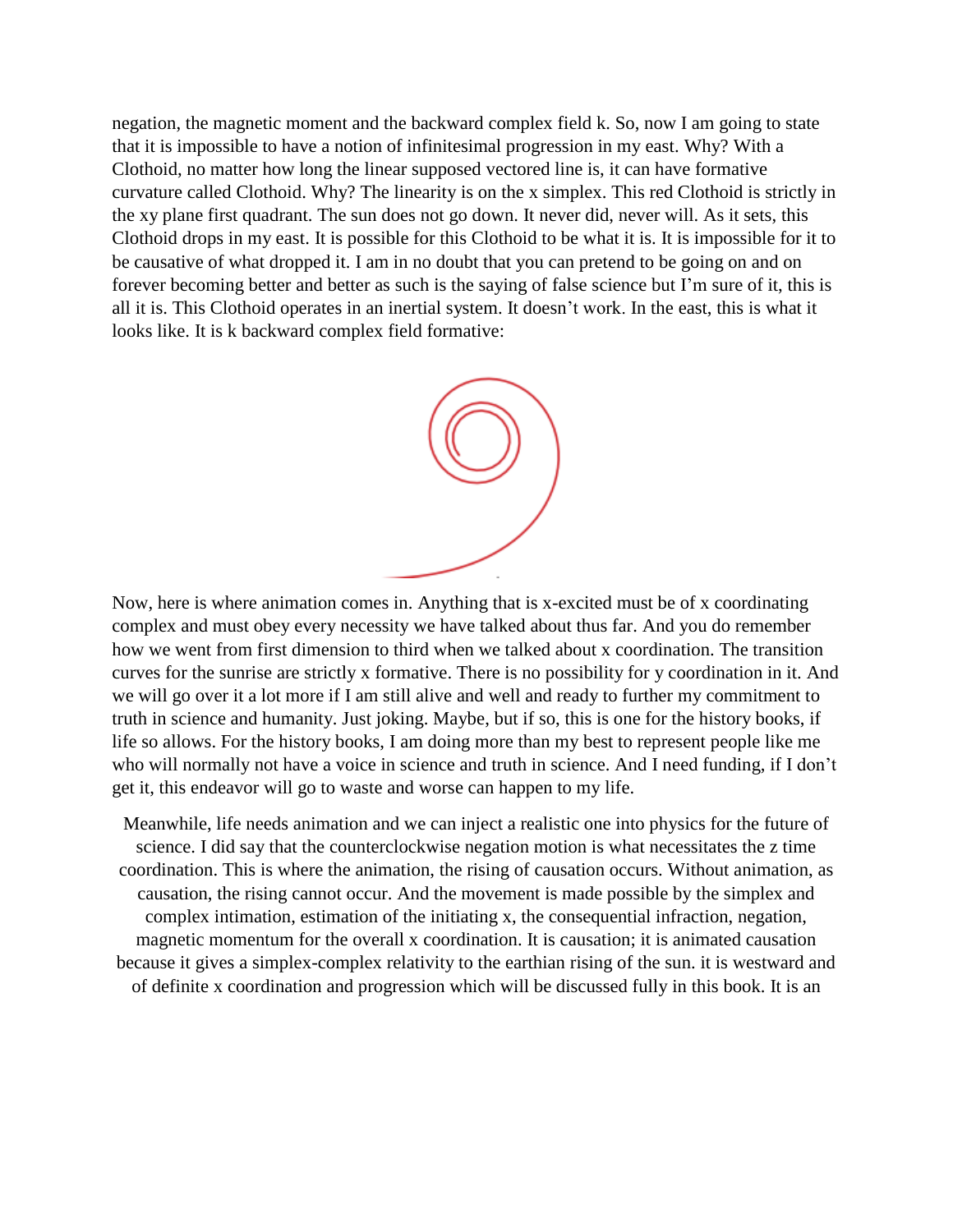negation, the magnetic moment and the backward complex field k. So, now I am going to state that it is impossible to have a notion of infinitesimal progression in my east. Why? With a Clothoid, no matter how long the linear supposed vectored line is, it can have formative curvature called Clothoid. Why? The linearity is on the x simplex. This red Clothoid is strictly in the xy plane first quadrant. The sun does not go down. It never did, never will. As it sets, this Clothoid drops in my east. It is possible for this Clothoid to be what it is. It is impossible for it to be causative of what dropped it. I am in no doubt that you can pretend to be going on and on forever becoming better and better as such is the saying of false science but I'm sure of it, this is all it is. This Clothoid operates in an inertial system. It doesn't work. In the east, this is what it looks like. It is k backward complex field formative:

Now, here is where animation comes in. Anything that is x-excited must be of x coordinating complex and must obey every necessity we have talked about thus far. And you do remember how we went from first dimension to third when we talked about x coordination. The transition curves for the sunrise are strictly x formative. There is no possibility for y coordination in it. And we will go over it a lot more if I am still alive and well and ready to further my commitment to truth in science and humanity. Just joking. Maybe, but if so, this is one for the history books, if life so allows. For the history books, I am doing more than my best to represent people like me who will normally not have a voice in science and truth in science. And I need funding, if I don't get it, this endeavor will go to waste and worse can happen to my life.

Meanwhile, life needs animation and we can inject a realistic one into physics for the future of science. I did say that the counterclockwise negation motion is what necessitates the z time coordination. This is where the animation, the rising of causation occurs. Without animation, as causation, the rising cannot occur. And the movement is made possible by the simplex and complex intimation, estimation of the initiating x, the consequential infraction, negation, magnetic momentum for the overall x coordination. It is causation; it is animated causation because it gives a simplex-complex relativity to the earthian rising of the sun. it is westward and of definite x coordination and progression which will be discussed fully in this book. It is an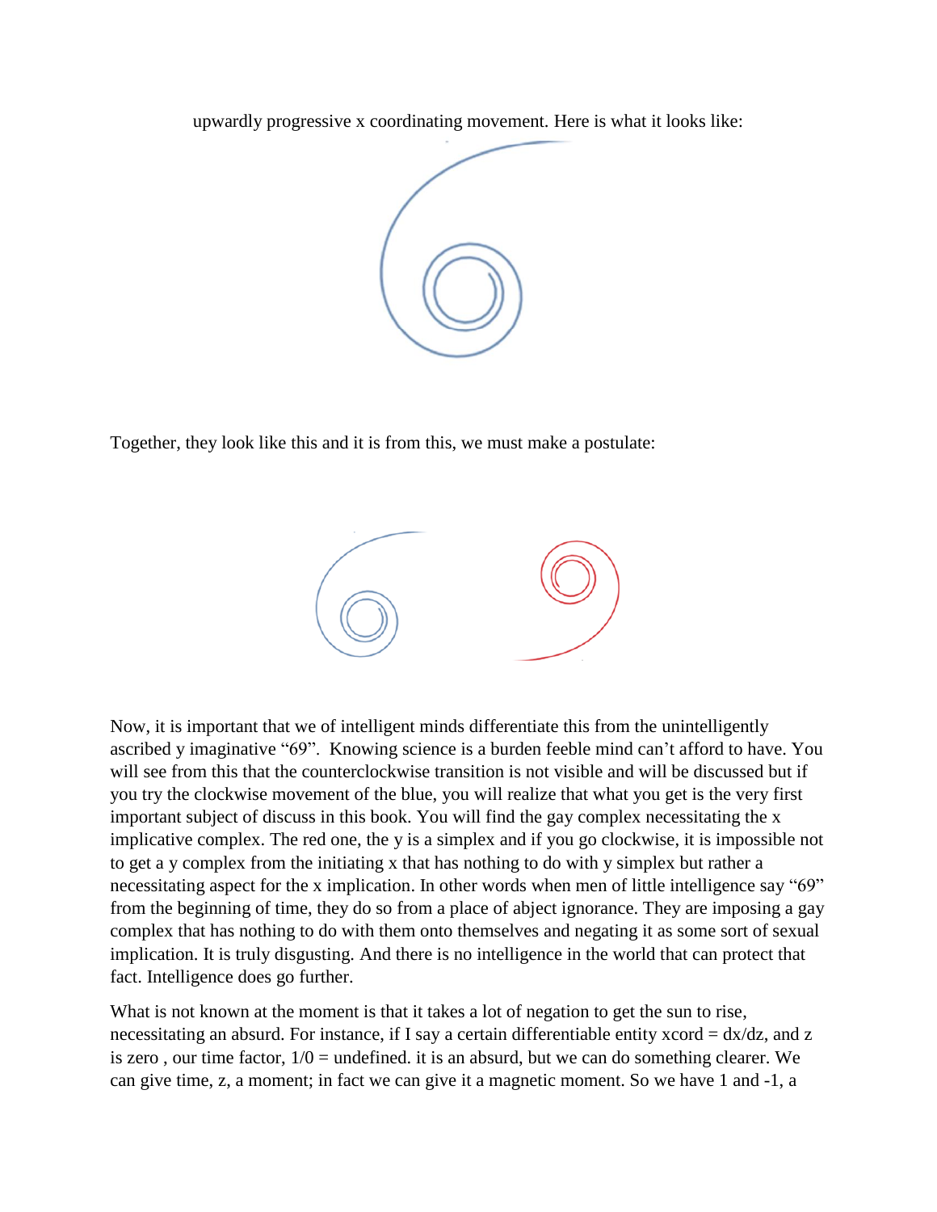upwardly progressive x coordinating movement. Here is what it looks like:

Together, they look like this and it is from this, we must make a postulate:

Now, it is important that we of intelligent minds differentiate this from the unintelligently ascribed y imaginative "69". Knowing science is a burden feeble mind can't afford to have. You will see from this that the counterclockwise transition is not visible and will be discussed but if you try the clockwise movement of the blue, you will realize that what you get is the very first important subject of discuss in this book. You will find the gay complex necessitating the x implicative complex. The red one, the y is a simplex and if you go clockwise, it is impossible not to get a y complex from the initiating x that has nothing to do with y simplex but rather a necessitating aspect for the x implication. In other words when men of little intelligence say "69" from the beginning of time, they do so from a place of abject ignorance. They are imposing a gay complex that has nothing to do with them onto themselves and negating it as some sort of sexual implication. It is truly disgusting. And there is no intelligence in the world that can protect that fact. Intelligence does go further.

What is not known at the moment is that it takes a lot of negation to get the sun to rise, necessitating an absurd. For instance, if I say a certain differentiable entity xcord = $dx/dz$, and z is zero , our time factor, $1/0$ = undefined. it is an absurd, but we can do something clearer. We can give time, z, a moment; in fact we can give it a magnetic moment. So we have 1 and -1, a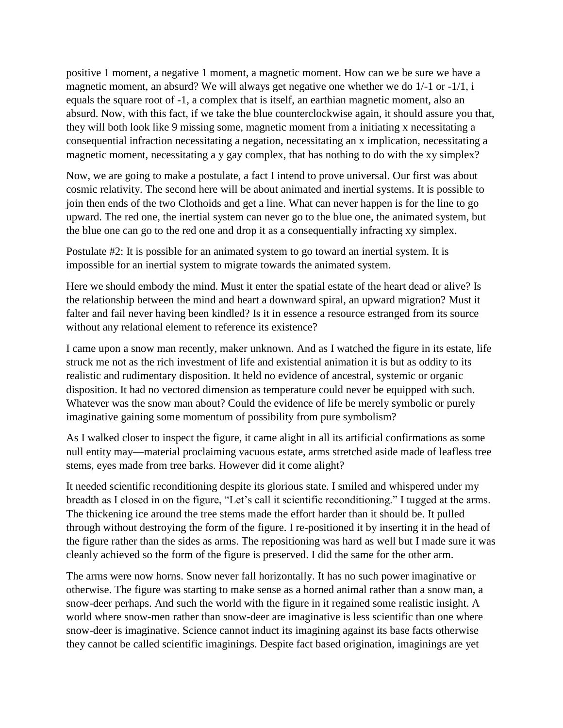positive 1 moment, a negative 1 moment, a magnetic moment. How can we be sure we have a magnetic moment, an absurd? We will always get negative one whether we do $1/-1$ or $-1/1$, i equals the square root of -1, a complex that is itself, an earthian magnetic moment, also an absurd. Now, with this fact, if we take the blue counterclockwise again, it should assure you that, they will both look like 9 missing some, magnetic moment from a initiating x necessitating a consequential infraction necessitating a negation, necessitating an x implication, necessitating a magnetic moment, necessitating a y gay complex, that has nothing to do with the xy simplex?

Now, we are going to make a postulate, a fact I intend to prove universal. Our first was about cosmic relativity. The second here will be about animated and inertial systems. It is possible to join then ends of the two Clothoids and get a line. What can never happen is for the line to go upward. The red one, the inertial system can never go to the blue one, the animated system, but the blue one can go to the red one and drop it as a consequentially infracting xy simplex.

Postulate #2: It is possible for an animated system to go toward an inertial system. It is impossible for an inertial system to migrate towards the animated system.

Here we should embody the mind. Must it enter the spatial estate of the heart dead or alive? Is the relationship between the mind and heart a downward spiral, an upward migration? Must it falter and fail never having been kindled? Is it in essence a resource estranged from its source without any relational element to reference its existence?

I came upon a snow man recently, maker unknown. And as I watched the figure in its estate, life struck me not as the rich investment of life and existential animation it is but as oddity to its realistic and rudimentary disposition. It held no evidence of ancestral, systemic or organic disposition. It had no vectored dimension as temperature could never be equipped with such. Whatever was the snow man about? Could the evidence of life be merely symbolic or purely imaginative gaining some momentum of possibility from pure symbolism?

As I walked closer to inspect the figure, it came alight in all its artificial confirmations as some null entity may—material proclaiming vacuous estate, arms stretched aside made of leafless tree stems, eyes made from tree barks. However did it come alight?

It needed scientific reconditioning despite its glorious state. I smiled and whispered under my breadth as I closed in on the figure, "Let's call it scientific reconditioning." I tugged at the arms. The thickening ice around the tree stems made the effort harder than it should be. It pulled through without destroying the form of the figure. I re-positioned it by inserting it in the head of the figure rather than the sides as arms. The repositioning was hard as well but I made sure it was cleanly achieved so the form of the figure is preserved. I did the same for the other arm.

The arms were now horns. Snow never fall horizontally. It has no such power imaginative or otherwise. The figure was starting to make sense as a horned animal rather than a snow man, a snow-deer perhaps. And such the world with the figure in it regained some realistic insight. A world where snow-men rather than snow-deer are imaginative is less scientific than one where snow-deer is imaginative. Science cannot induct its imagining against its base facts otherwise they cannot be called scientific imaginings. Despite fact based origination, imaginings are yet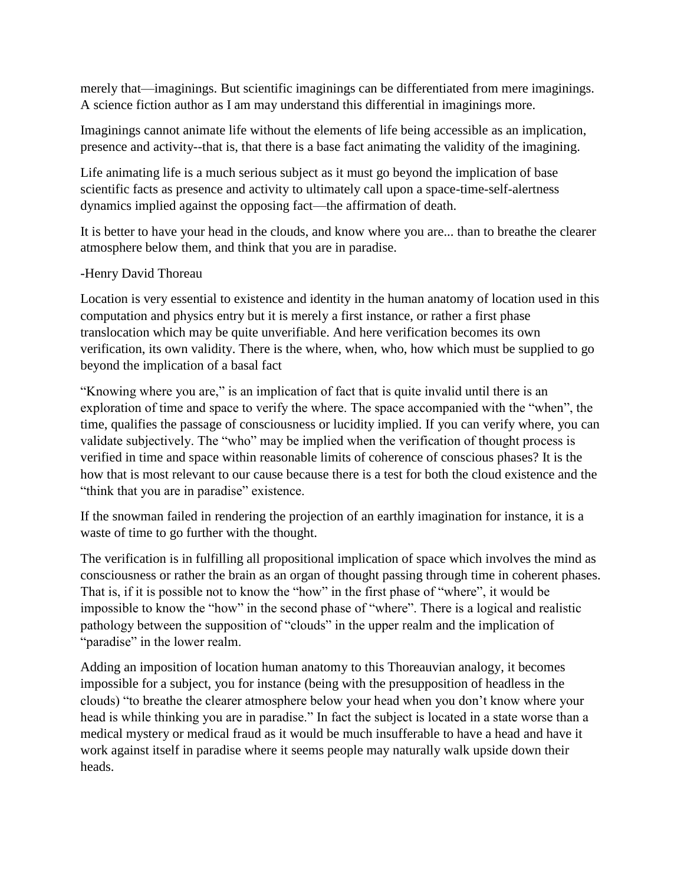merely that—imaginings. But scientific imaginings can be differentiated from mere imaginings. A science fiction author as I am may understand this differential in imaginings more.

Imaginings cannot animate life without the elements of life being accessible as an implication, presence and activity--that is, that there is a base fact animating the validity of the imagining.

Life animating life is a much serious subject as it must go beyond the implication of base scientific facts as presence and activity to ultimately call upon a space-time-self-alertness dynamics implied against the opposing fact—the affirmation of death.

It is better to have your head in the clouds, and know where you are... than to breathe the clearer atmosphere below them, and think that you are in paradise.

-Henry David Thoreau

Location is very essential to existence and identity in the human anatomy of location used in this computation and physics entry but it is merely a first instance, or rather a first phase translocation which may be quite unverifiable. And here verification becomes its own verification, its own validity. There is the where, when, who, how which must be supplied to go beyond the implication of a basal fact

"Knowing where you are," is an implication of fact that is quite invalid until there is an exploration of time and space to verify the where. The space accompanied with the "when", the time, qualifies the passage of consciousness or lucidity implied. If you can verify where, you can validate subjectively. The "who" may be implied when the verification of thought process is verified in time and space within reasonable limits of coherence of conscious phases? It is the how that is most relevant to our cause because there is a test for both the cloud existence and the "think that you are in paradise" existence.

If the snowman failed in rendering the projection of an earthly imagination for instance, it is a waste of time to go further with the thought.

The verification is in fulfilling all propositional implication of space which involves the mind as consciousness or rather the brain as an organ of thought passing through time in coherent phases. That is, if it is possible not to know the "how" in the first phase of "where", it would be impossible to know the "how" in the second phase of "where". There is a logical and realistic pathology between the supposition of "clouds" in the upper realm and the implication of "paradise" in the lower realm.

Adding an imposition of location human anatomy to this Thoreauvian analogy, it becomes impossible for a subject, you for instance (being with the presupposition of headless in the clouds) "to breathe the clearer atmosphere below your head when you don't know where your head is while thinking you are in paradise." In fact the subject is located in a state worse than a medical mystery or medical fraud as it would be much insufferable to have a head and have it work against itself in paradise where it seems people may naturally walk upside down their heads.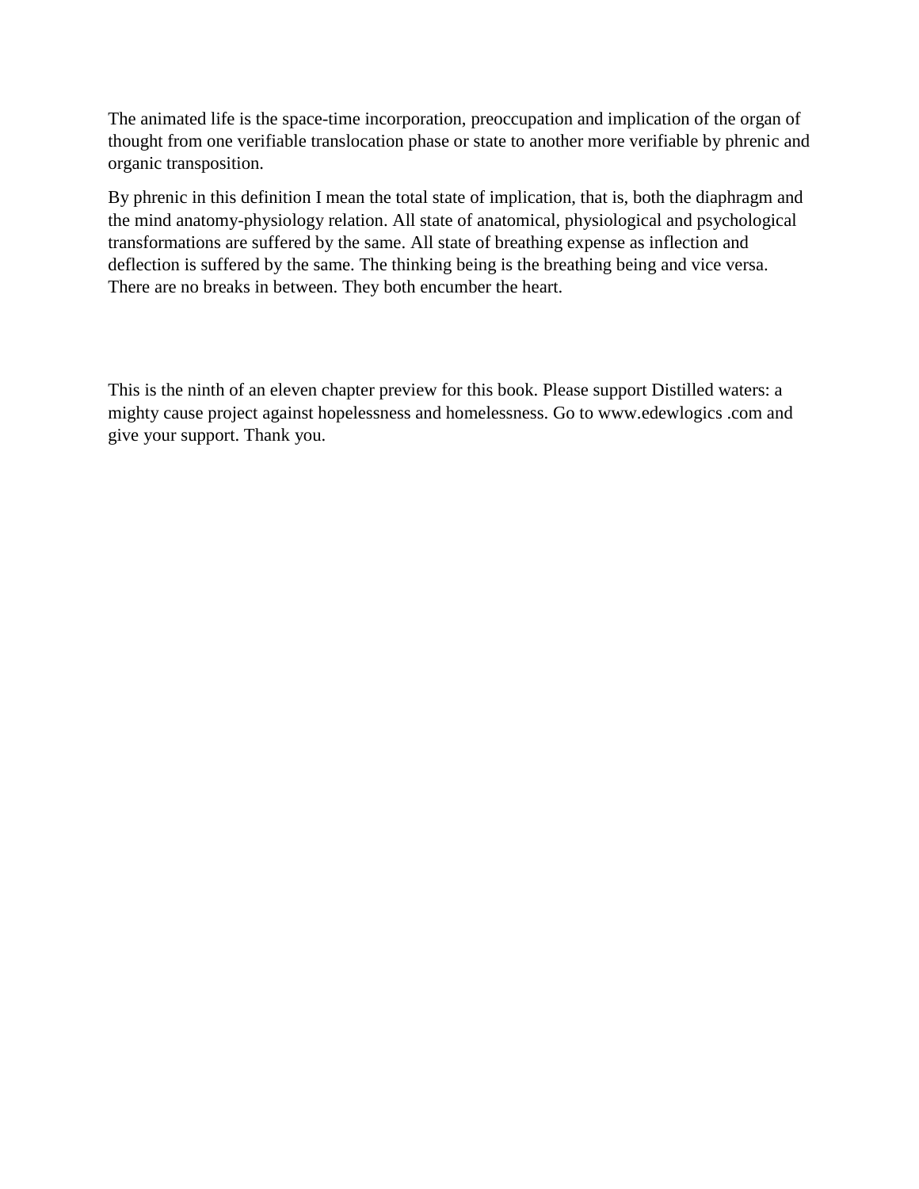The animated life is the space-time incorporation, preoccupation and implication of the organ of thought from one verifiable translocation phase or state to another more verifiable by phrenic and organic transposition.

By phrenic in this definition I mean the total state of implication, that is, both the diaphragm and the mind anatomy-physiology relation. All state of anatomical, physiological and psychological transformations are suffered by the same. All state of breathing expense as inflection and deflection is suffered by the same. The thinking being is the breathing being and vice versa. There are no breaks in between. They both encumber the heart.

This is the ninth of an eleven chapter preview for this book. Please support Distilled waters: a mighty cause project against hopelessness and homelessness. Go to www.edewlogics .com and give your support. Thank you.